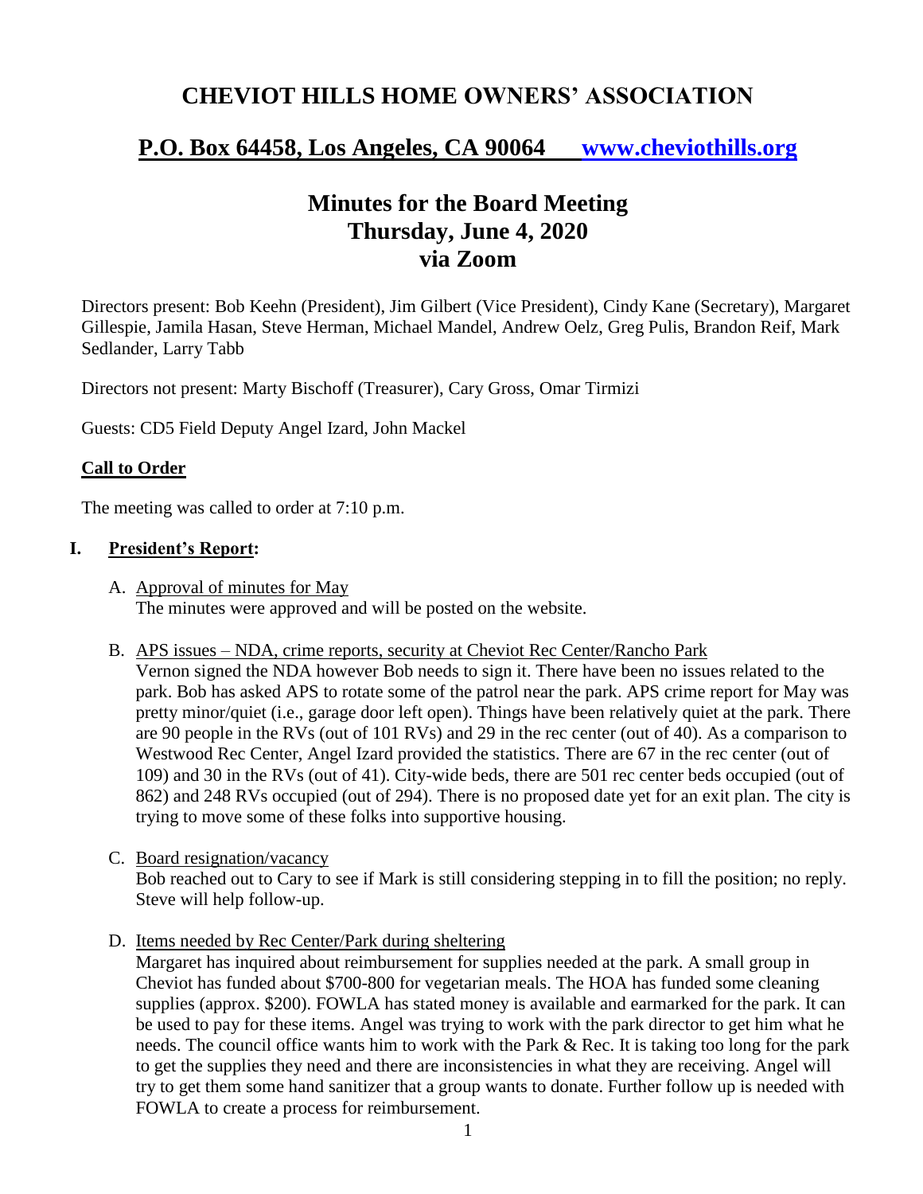# CHEVIOT HILLS HOME OWNERS' ASSOCIATION

## P.O. Box 64458, Los Angeles, CA 90064 www.cheviothills.org

# Minutes for the Board Meeting
# Thursday, June 4, 2020
# via Zoom

Directors present: Bob Keehn (President), Jim Gilbert (Vice President), Cindy Kane (Secretary), Margaret Gillespie, Jamila Hasan, Steve Herman, Michael Mandel, Andrew Oelz, Greg Pulis, Brandon Reif, Mark Sedlander, Larry Tabb

Directors not present: Marty Bischoff (Treasurer), Cary Gross, Omar Tirmizi

Guests: CD5 Field Deputy Angel Izard, John Mackel

### Call to Order

The meeting was called to order at 7:10 p.m.

### I. President's Report:

A. Approval of minutes for May
The minutes were approved and will be posted on the website.

B. APS issues – NDA, crime reports, security at Cheviot Rec Center/Rancho Park
Vernon signed the NDA however Bob needs to sign it. There have been no issues related to the park. Bob has asked APS to rotate some of the patrol near the park. APS crime report for May was pretty minor/quiet (i.e., garage door left open). Things have been relatively quiet at the park. There are 90 people in the RVs (out of 101 RVs) and 29 in the rec center (out of 40). As a comparison to Westwood Rec Center, Angel Izard provided the statistics. There are 67 in the rec center (out of 109) and 30 in the RVs (out of 41). City-wide beds, there are 501 rec center beds occupied (out of 862) and 248 RVs occupied (out of 294). There is no proposed date yet for an exit plan. The city is trying to move some of these folks into supportive housing.

C. Board resignation/vacancy
Bob reached out to Cary to see if Mark is still considering stepping in to fill the position; no reply. Steve will help follow-up.

D. Items needed by Rec Center/Park during sheltering
Margaret has inquired about reimbursement for supplies needed at the park. A small group in Cheviot has funded about $700-800 for vegetarian meals. The HOA has funded some cleaning supplies (approx. $200). FOWLA has stated money is available and earmarked for the park. It can be used to pay for these items. Angel was trying to work with the park director to get him what he needs. The council office wants him to work with the Park & Rec. It is taking too long for the park to get the supplies they need and there are inconsistencies in what they are receiving. Angel will try to get them some hand sanitizer that a group wants to donate. Further follow up is needed with FOWLA to create a process for reimbursement.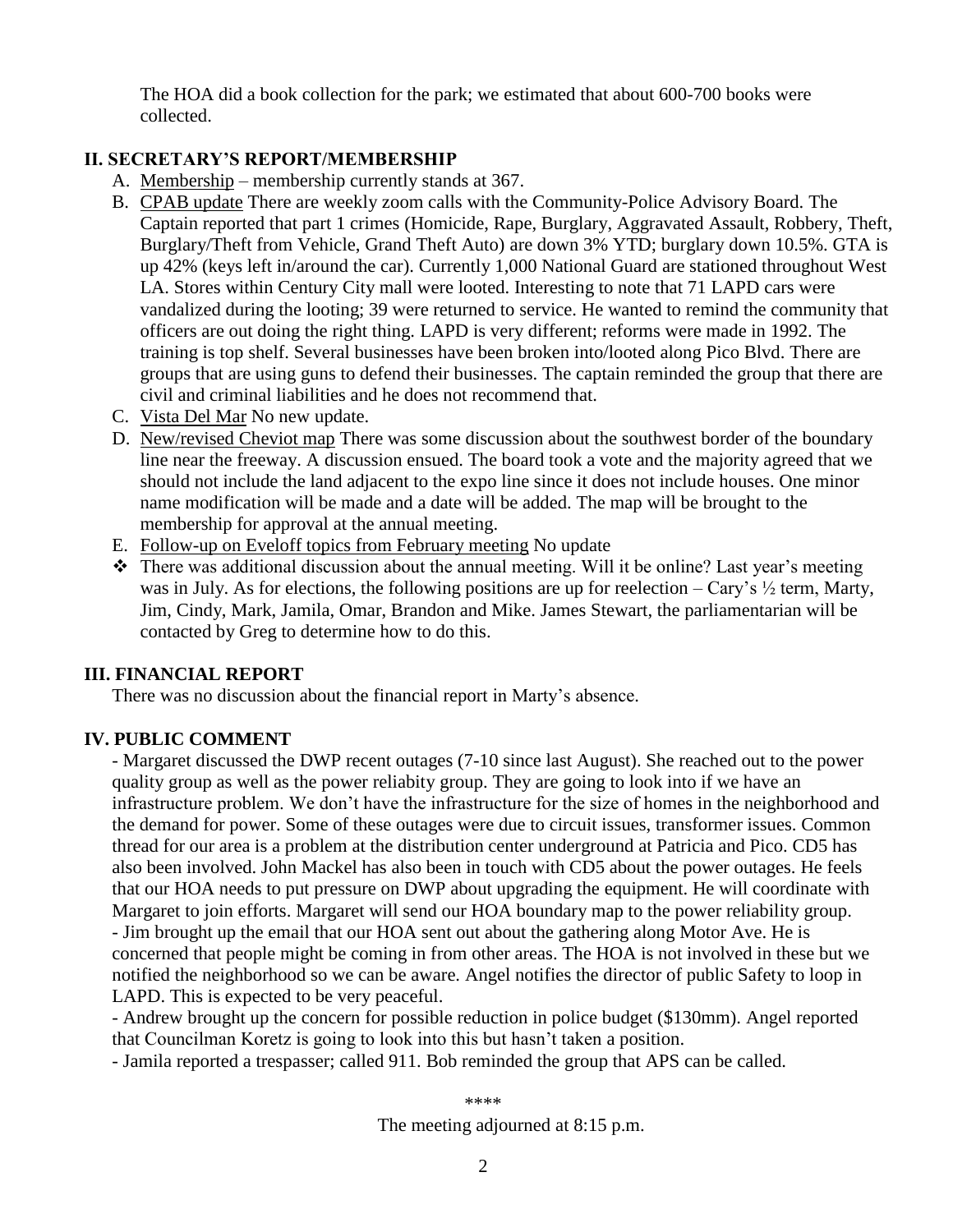The HOA did a book collection for the park; we estimated that about 600-700 books were collected.

## II. SECRETARY'S REPORT/MEMBERSHIP

A. Membership – membership currently stands at 367.

B. CPAB update There are weekly zoom calls with the Community-Police Advisory Board. The Captain reported that part 1 crimes (Homicide, Rape, Burglary, Aggravated Assault, Robbery, Theft, Burglary/Theft from Vehicle, Grand Theft Auto) are down 3% YTD; burglary down 10.5%. GTA is up 42% (keys left in/around the car). Currently 1,000 National Guard are stationed throughout West LA. Stores within Century City mall were looted. Interesting to note that 71 LAPD cars were vandalized during the looting; 39 were returned to service. He wanted to remind the community that officers are out doing the right thing. LAPD is very different; reforms were made in 1992. The training is top shelf. Several businesses have been broken into/looted along Pico Blvd. There are groups that are using guns to defend their businesses. The captain reminded the group that there are civil and criminal liabilities and he does not recommend that.

C. Vista Del Mar No new update.

D. New/revised Cheviot map There was some discussion about the southwest border of the boundary line near the freeway. A discussion ensued. The board took a vote and the majority agreed that we should not include the land adjacent to the expo line since it does not include houses. One minor name modification will be made and a date will be added. The map will be brought to the membership for approval at the annual meeting.

E. Follow-up on Eveloff topics from February meeting No update

❖ There was additional discussion about the annual meeting. Will it be online? Last year's meeting was in July. As for elections, the following positions are up for reelection – Cary's ½ term, Marty, Jim, Cindy, Mark, Jamila, Omar, Brandon and Mike. James Stewart, the parliamentarian will be contacted by Greg to determine how to do this.

## III. FINANCIAL REPORT

There was no discussion about the financial report in Marty's absence.

## IV. PUBLIC COMMENT

- Margaret discussed the DWP recent outages (7-10 since last August). She reached out to the power quality group as well as the power reliabity group. They are going to look into if we have an infrastructure problem. We don't have the infrastructure for the size of homes in the neighborhood and the demand for power. Some of these outages were due to circuit issues, transformer issues. Common thread for our area is a problem at the distribution center underground at Patricia and Pico. CD5 has also been involved. John Mackel has also been in touch with CD5 about the power outages. He feels that our HOA needs to put pressure on DWP about upgrading the equipment. He will coordinate with Margaret to join efforts. Margaret will send our HOA boundary map to the power reliability group.
- Jim brought up the email that our HOA sent out about the gathering along Motor Ave. He is concerned that people might be coming in from other areas. The HOA is not involved in these but we notified the neighborhood so we can be aware. Angel notifies the director of public Safety to loop in LAPD. This is expected to be very peaceful.
- Andrew brought up the concern for possible reduction in police budget ($130mm). Angel reported that Councilman Koretz is going to look into this but hasn't taken a position.
- Jamila reported a trespasser; called 911. Bob reminded the group that APS can be called.

\*\*\*\*

The meeting adjourned at 8:15 p.m.